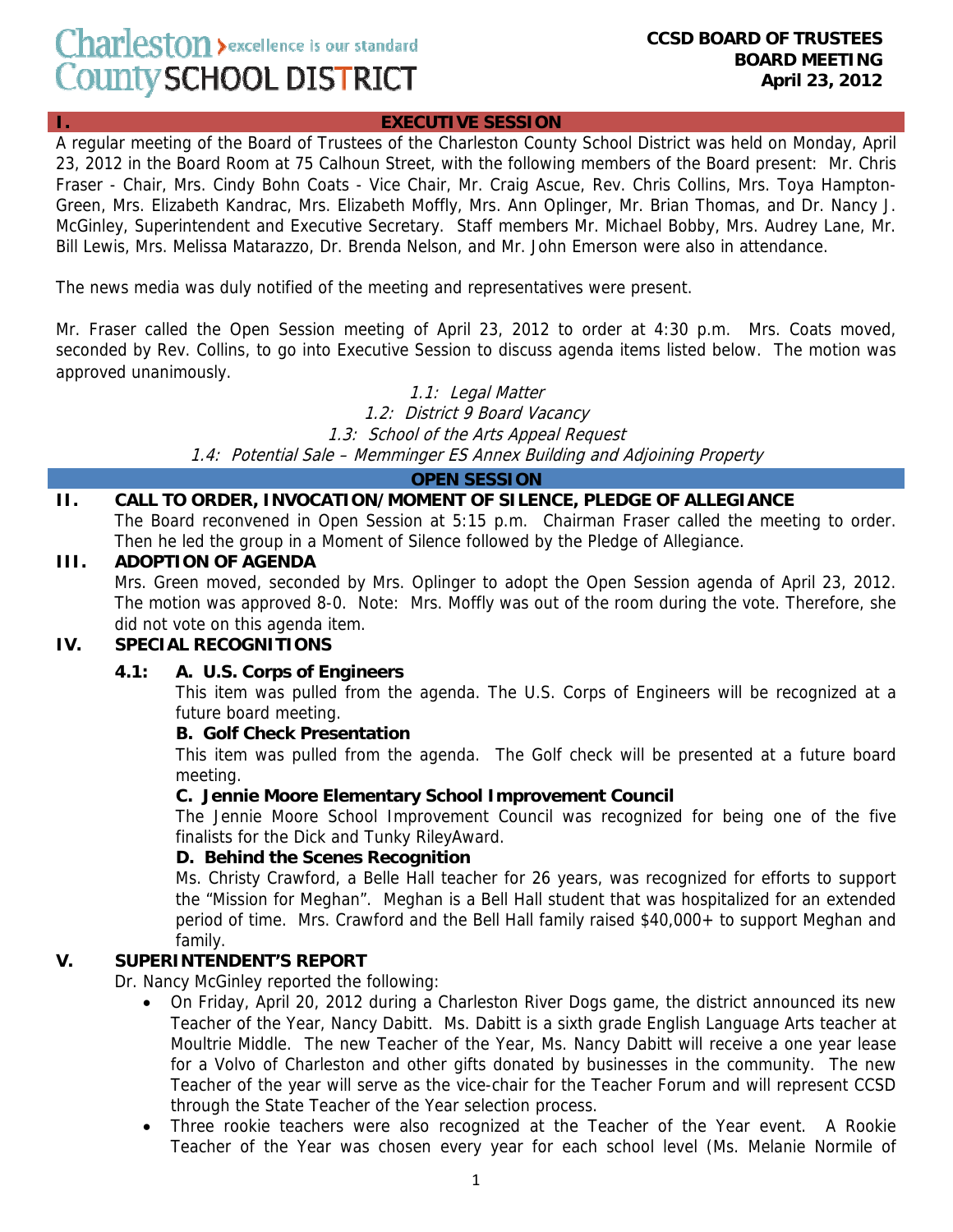Charleston County SCHOOL DISTRICT — excellence is our standard

**CCSD BOARD OF TRUSTEES**
**BOARD MEETING**
**April 23, 2012**

## I. EXECUTIVE SESSION

A regular meeting of the Board of Trustees of the Charleston County School District was held on Monday, April 23, 2012 in the Board Room at 75 Calhoun Street, with the following members of the Board present: Mr. Chris Fraser - Chair, Mrs. Cindy Bohn Coats - Vice Chair, Mr. Craig Ascue, Rev. Chris Collins, Mrs. Toya Hampton-Green, Mrs. Elizabeth Kandrac, Mrs. Elizabeth Moffly, Mrs. Ann Oplinger, Mr. Brian Thomas, and Dr. Nancy J. McGinley, Superintendent and Executive Secretary. Staff members Mr. Michael Bobby, Mrs. Audrey Lane, Mr. Bill Lewis, Mrs. Melissa Matarazzo, Dr. Brenda Nelson, and Mr. John Emerson were also in attendance.

The news media was duly notified of the meeting and representatives were present.

Mr. Fraser called the Open Session meeting of April 23, 2012 to order at 4:30 p.m. Mrs. Coats moved, seconded by Rev. Collins, to go into Executive Session to discuss agenda items listed below. The motion was approved unanimously.

*1.1: Legal Matter*
*1.2: District 9 Board Vacancy*
*1.3: School of the Arts Appeal Request*
*1.4: Potential Sale – Memminger ES Annex Building and Adjoining Property*

## OPEN SESSION

### II. CALL TO ORDER, INVOCATION/MOMENT OF SILENCE, PLEDGE OF ALLEGIANCE

The Board reconvened in Open Session at 5:15 p.m. Chairman Fraser called the meeting to order. Then he led the group in a Moment of Silence followed by the Pledge of Allegiance.

### III. ADOPTION OF AGENDA

Mrs. Green moved, seconded by Mrs. Oplinger to adopt the Open Session agenda of April 23, 2012. The motion was approved 8-0. Note: Mrs. Moffly was out of the room during the vote. Therefore, she did not vote on this agenda item.

### IV. SPECIAL RECOGNITIONS

**4.1: A. U.S. Corps of Engineers**

This item was pulled from the agenda. The U.S. Corps of Engineers will be recognized at a future board meeting.

**B. Golf Check Presentation**

This item was pulled from the agenda. The Golf check will be presented at a future board meeting.

**C. Jennie Moore Elementary School Improvement Council**

The Jennie Moore School Improvement Council was recognized for being one of the five finalists for the Dick and Tunky RileyAward.

**D. Behind the Scenes Recognition**

Ms. Christy Crawford, a Belle Hall teacher for 26 years, was recognized for efforts to support the "Mission for Meghan". Meghan is a Bell Hall student that was hospitalized for an extended period of time. Mrs. Crawford and the Bell Hall family raised $40,000+ to support Meghan and family.

### V. SUPERINTENDENT'S REPORT

Dr. Nancy McGinley reported the following:

- On Friday, April 20, 2012 during a Charleston River Dogs game, the district announced its new Teacher of the Year, Nancy Dabitt. Ms. Dabitt is a sixth grade English Language Arts teacher at Moultrie Middle. The new Teacher of the Year, Ms. Nancy Dabitt will receive a one year lease for a Volvo of Charleston and other gifts donated by businesses in the community. The new Teacher of the year will serve as the vice-chair for the Teacher Forum and will represent CCSD through the State Teacher of the Year selection process.
- Three rookie teachers were also recognized at the Teacher of the Year event. A Rookie Teacher of the Year was chosen every year for each school level (Ms. Melanie Normile of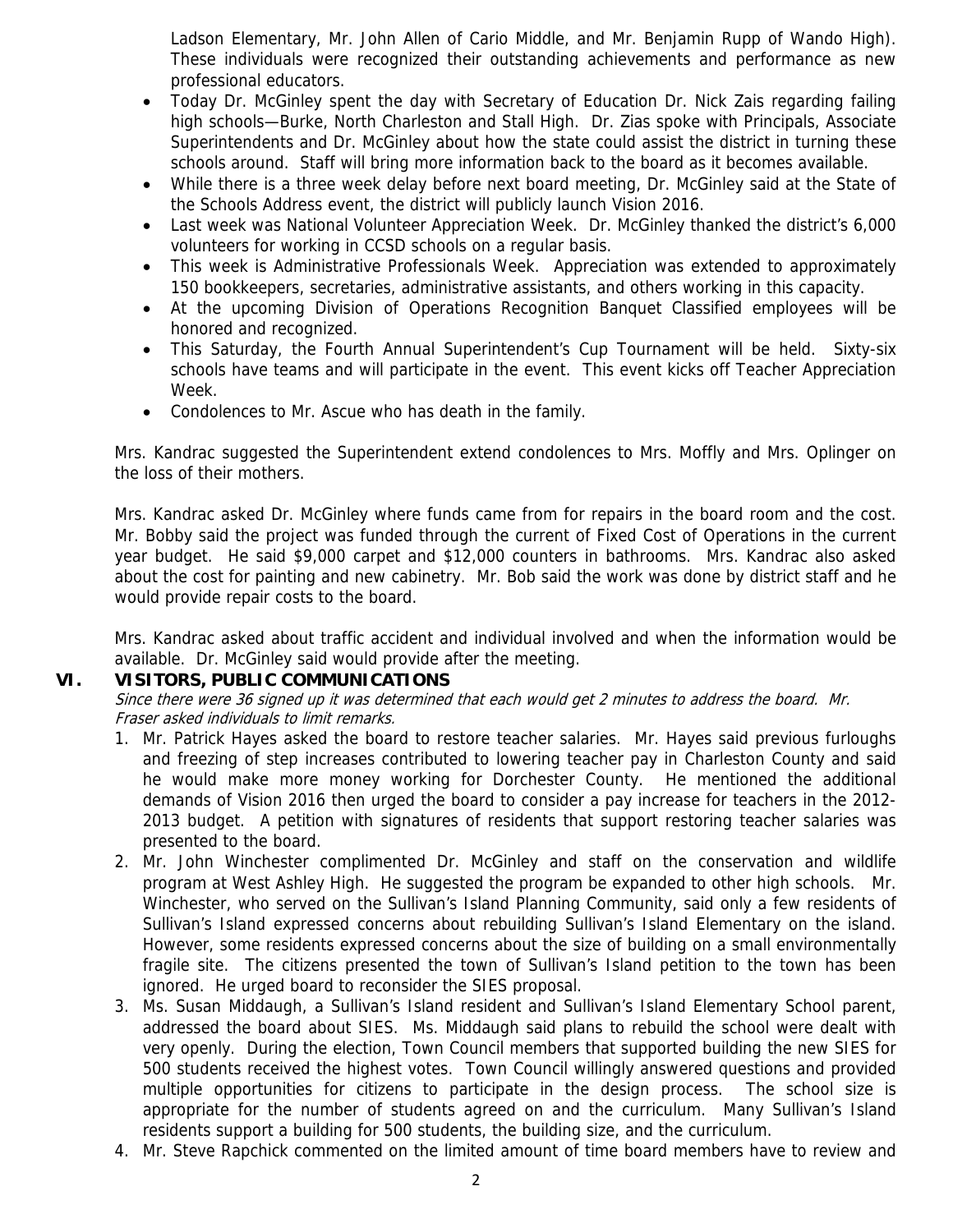Ladson Elementary, Mr. John Allen of Cario Middle, and Mr. Benjamin Rupp of Wando High). These individuals were recognized their outstanding achievements and performance as new professional educators.

- Today Dr. McGinley spent the day with Secretary of Education Dr. Nick Zais regarding failing high schools—Burke, North Charleston and Stall High. Dr. Zias spoke with Principals, Associate Superintendents and Dr. McGinley about how the state could assist the district in turning these schools around. Staff will bring more information back to the board as it becomes available.
- While there is a three week delay before next board meeting, Dr. McGinley said at the State of the Schools Address event, the district will publicly launch Vision 2016.
- Last week was National Volunteer Appreciation Week. Dr. McGinley thanked the district's 6,000 volunteers for working in CCSD schools on a regular basis.
- This week is Administrative Professionals Week. Appreciation was extended to approximately 150 bookkeepers, secretaries, administrative assistants, and others working in this capacity.
- At the upcoming Division of Operations Recognition Banquet Classified employees will be honored and recognized.
- This Saturday, the Fourth Annual Superintendent's Cup Tournament will be held. Sixty-six schools have teams and will participate in the event. This event kicks off Teacher Appreciation Week.
- Condolences to Mr. Ascue who has death in the family.

Mrs. Kandrac suggested the Superintendent extend condolences to Mrs. Moffly and Mrs. Oplinger on the loss of their mothers.

Mrs. Kandrac asked Dr. McGinley where funds came from for repairs in the board room and the cost. Mr. Bobby said the project was funded through the current of Fixed Cost of Operations in the current year budget. He said $9,000 carpet and $12,000 counters in bathrooms. Mrs. Kandrac also asked about the cost for painting and new cabinetry. Mr. Bob said the work was done by district staff and he would provide repair costs to the board.

Mrs. Kandrac asked about traffic accident and individual involved and when the information would be available. Dr. McGinley said would provide after the meeting.

## VI. VISITORS, PUBLIC COMMUNICATIONS

*Since there were 36 signed up it was determined that each would get 2 minutes to address the board. Mr. Fraser asked individuals to limit remarks.*

1. Mr. Patrick Hayes asked the board to restore teacher salaries. Mr. Hayes said previous furloughs and freezing of step increases contributed to lowering teacher pay in Charleston County and said he would make more money working for Dorchester County. He mentioned the additional demands of Vision 2016 then urged the board to consider a pay increase for teachers in the 2012-2013 budget. A petition with signatures of residents that support restoring teacher salaries was presented to the board.
2. Mr. John Winchester complimented Dr. McGinley and staff on the conservation and wildlife program at West Ashley High. He suggested the program be expanded to other high schools. Mr. Winchester, who served on the Sullivan's Island Planning Community, said only a few residents of Sullivan's Island expressed concerns about rebuilding Sullivan's Island Elementary on the island. However, some residents expressed concerns about the size of building on a small environmentally fragile site. The citizens presented the town of Sullivan's Island petition to the town has been ignored. He urged board to reconsider the SIES proposal.
3. Ms. Susan Middaugh, a Sullivan's Island resident and Sullivan's Island Elementary School parent, addressed the board about SIES. Ms. Middaugh said plans to rebuild the school were dealt with very openly. During the election, Town Council members that supported building the new SIES for 500 students received the highest votes. Town Council willingly answered questions and provided multiple opportunities for citizens to participate in the design process. The school size is appropriate for the number of students agreed on and the curriculum. Many Sullivan's Island residents support a building for 500 students, the building size, and the curriculum.
4. Mr. Steve Rapchick commented on the limited amount of time board members have to review and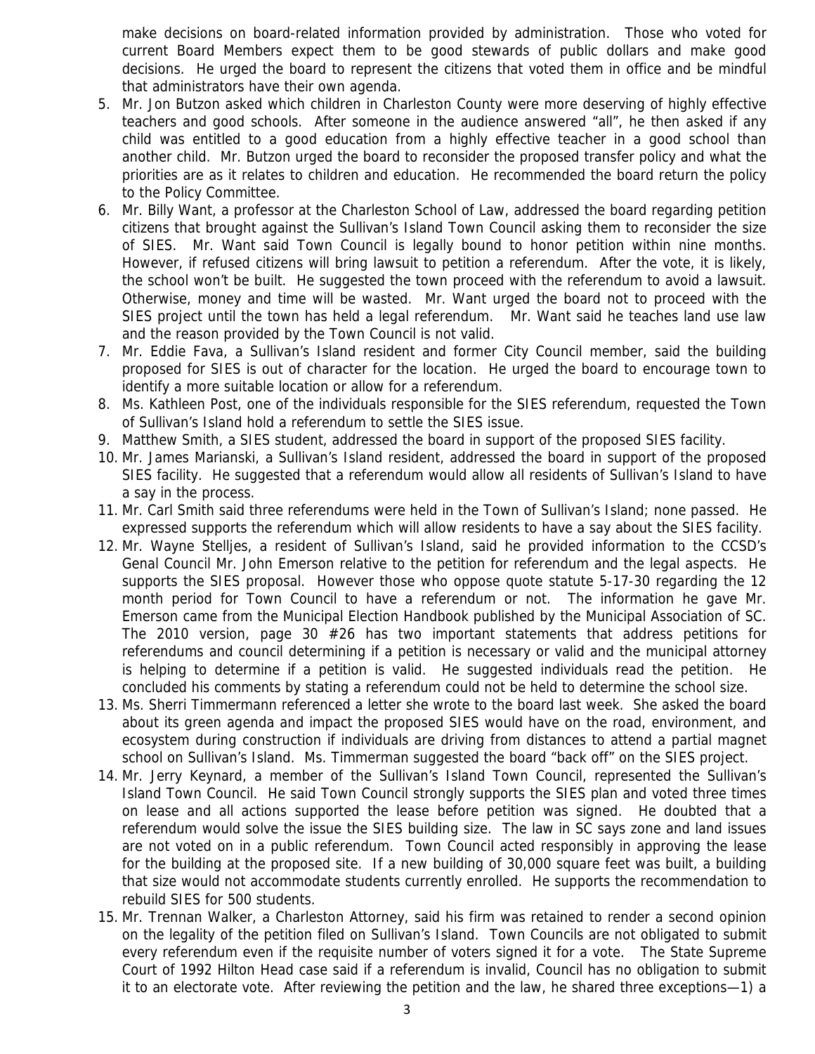make decisions on board-related information provided by administration. Those who voted for current Board Members expect them to be good stewards of public dollars and make good decisions. He urged the board to represent the citizens that voted them in office and be mindful that administrators have their own agenda.

5. Mr. Jon Butzon asked which children in Charleston County were more deserving of highly effective teachers and good schools. After someone in the audience answered "all", he then asked if any child was entitled to a good education from a highly effective teacher in a good school than another child. Mr. Butzon urged the board to reconsider the proposed transfer policy and what the priorities are as it relates to children and education. He recommended the board return the policy to the Policy Committee.
6. Mr. Billy Want, a professor at the Charleston School of Law, addressed the board regarding petition citizens that brought against the Sullivan's Island Town Council asking them to reconsider the size of SIES. Mr. Want said Town Council is legally bound to honor petition within nine months. However, if refused citizens will bring lawsuit to petition a referendum. After the vote, it is likely, the school won't be built. He suggested the town proceed with the referendum to avoid a lawsuit. Otherwise, money and time will be wasted. Mr. Want urged the board not to proceed with the SIES project until the town has held a legal referendum. Mr. Want said he teaches land use law and the reason provided by the Town Council is not valid.
7. Mr. Eddie Fava, a Sullivan's Island resident and former City Council member, said the building proposed for SIES is out of character for the location. He urged the board to encourage town to identify a more suitable location or allow for a referendum.
8. Ms. Kathleen Post, one of the individuals responsible for the SIES referendum, requested the Town of Sullivan's Island hold a referendum to settle the SIES issue.
9. Matthew Smith, a SIES student, addressed the board in support of the proposed SIES facility.
10. Mr. James Marianski, a Sullivan's Island resident, addressed the board in support of the proposed SIES facility. He suggested that a referendum would allow all residents of Sullivan's Island to have a say in the process.
11. Mr. Carl Smith said three referendums were held in the Town of Sullivan's Island; none passed. He expressed supports the referendum which will allow residents to have a say about the SIES facility.
12. Mr. Wayne Stelljes, a resident of Sullivan's Island, said he provided information to the CCSD's Genal Council Mr. John Emerson relative to the petition for referendum and the legal aspects. He supports the SIES proposal. However those who oppose quote statute 5-17-30 regarding the 12 month period for Town Council to have a referendum or not. The information he gave Mr. Emerson came from the Municipal Election Handbook published by the Municipal Association of SC. The 2010 version, page 30 #26 has two important statements that address petitions for referendums and council determining if a petition is necessary or valid and the municipal attorney is helping to determine if a petition is valid. He suggested individuals read the petition. He concluded his comments by stating a referendum could not be held to determine the school size.
13. Ms. Sherri Timmermann referenced a letter she wrote to the board last week. She asked the board about its green agenda and impact the proposed SIES would have on the road, environment, and ecosystem during construction if individuals are driving from distances to attend a partial magnet school on Sullivan's Island. Ms. Timmerman suggested the board "back off" on the SIES project.
14. Mr. Jerry Keynard, a member of the Sullivan's Island Town Council, represented the Sullivan's Island Town Council. He said Town Council strongly supports the SIES plan and voted three times on lease and all actions supported the lease before petition was signed. He doubted that a referendum would solve the issue the SIES building size. The law in SC says zone and land issues are not voted on in a public referendum. Town Council acted responsibly in approving the lease for the building at the proposed site. If a new building of 30,000 square feet was built, a building that size would not accommodate students currently enrolled. He supports the recommendation to rebuild SIES for 500 students.
15. Mr. Trennan Walker, a Charleston Attorney, said his firm was retained to render a second opinion on the legality of the petition filed on Sullivan's Island. Town Councils are not obligated to submit every referendum even if the requisite number of voters signed it for a vote. The State Supreme Court of 1992 Hilton Head case said if a referendum is invalid, Council has no obligation to submit it to an electorate vote. After reviewing the petition and the law, he shared three exceptions—1) a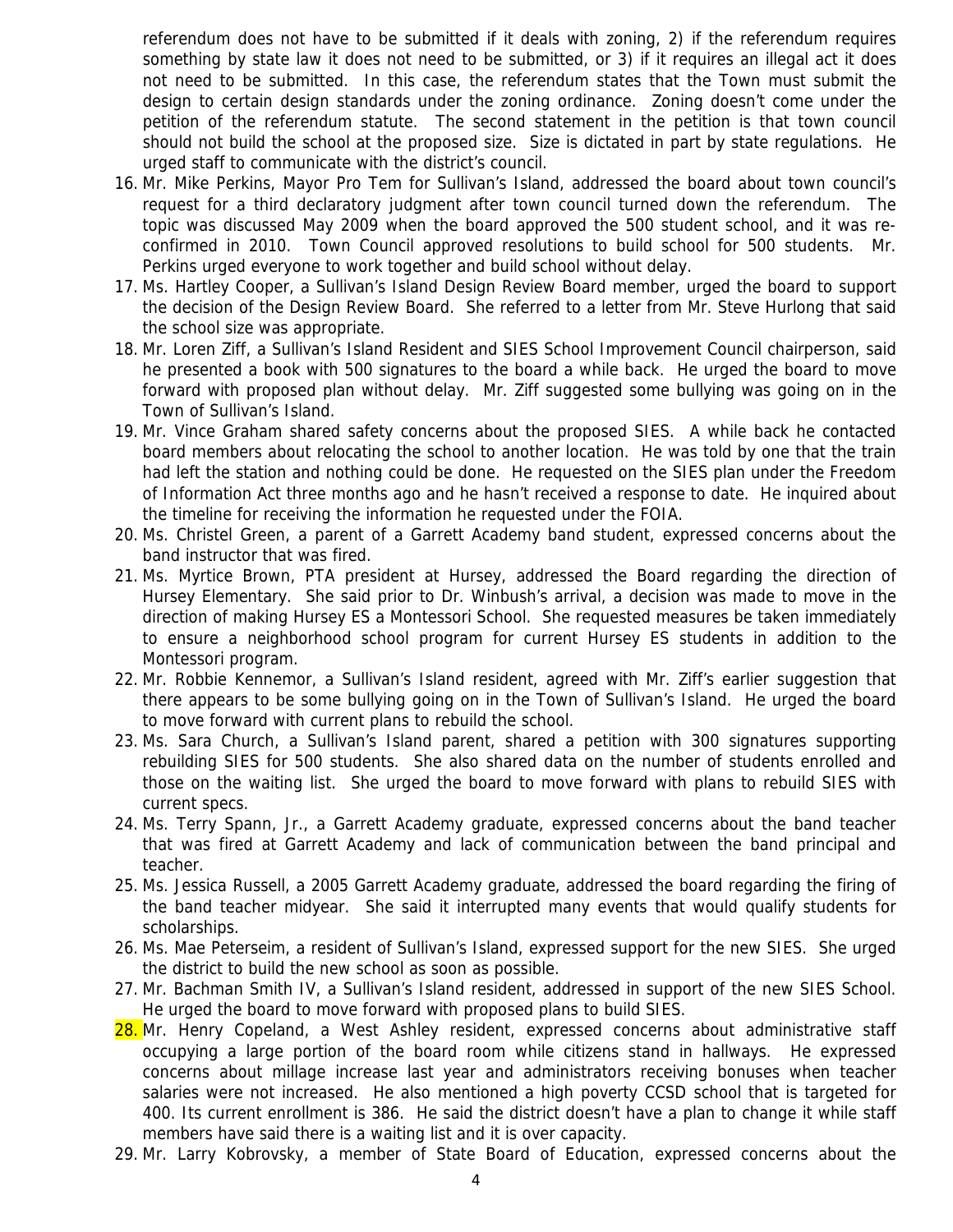referendum does not have to be submitted if it deals with zoning, 2) if the referendum requires something by state law it does not need to be submitted, or 3) if it requires an illegal act it does not need to be submitted. In this case, the referendum states that the Town must submit the design to certain design standards under the zoning ordinance. Zoning doesn't come under the petition of the referendum statute. The second statement in the petition is that town council should not build the school at the proposed size. Size is dictated in part by state regulations. He urged staff to communicate with the district's council.

16. Mr. Mike Perkins, Mayor Pro Tem for Sullivan's Island, addressed the board about town council's request for a third declaratory judgment after town council turned down the referendum. The topic was discussed May 2009 when the board approved the 500 student school, and it was re-confirmed in 2010. Town Council approved resolutions to build school for 500 students. Mr. Perkins urged everyone to work together and build school without delay.
17. Ms. Hartley Cooper, a Sullivan's Island Design Review Board member, urged the board to support the decision of the Design Review Board. She referred to a letter from Mr. Steve Hurlong that said the school size was appropriate.
18. Mr. Loren Ziff, a Sullivan's Island Resident and SIES School Improvement Council chairperson, said he presented a book with 500 signatures to the board a while back. He urged the board to move forward with proposed plan without delay. Mr. Ziff suggested some bullying was going on in the Town of Sullivan's Island.
19. Mr. Vince Graham shared safety concerns about the proposed SIES. A while back he contacted board members about relocating the school to another location. He was told by one that the train had left the station and nothing could be done. He requested on the SIES plan under the Freedom of Information Act three months ago and he hasn't received a response to date. He inquired about the timeline for receiving the information he requested under the FOIA.
20. Ms. Christel Green, a parent of a Garrett Academy band student, expressed concerns about the band instructor that was fired.
21. Ms. Myrtice Brown, PTA president at Hursey, addressed the Board regarding the direction of Hursey Elementary. She said prior to Dr. Winbush's arrival, a decision was made to move in the direction of making Hursey ES a Montessori School. She requested measures be taken immediately to ensure a neighborhood school program for current Hursey ES students in addition to the Montessori program.
22. Mr. Robbie Kennemor, a Sullivan's Island resident, agreed with Mr. Ziff's earlier suggestion that there appears to be some bullying going on in the Town of Sullivan's Island. He urged the board to move forward with current plans to rebuild the school.
23. Ms. Sara Church, a Sullivan's Island parent, shared a petition with 300 signatures supporting rebuilding SIES for 500 students. She also shared data on the number of students enrolled and those on the waiting list. She urged the board to move forward with plans to rebuild SIES with current specs.
24. Ms. Terry Spann, Jr., a Garrett Academy graduate, expressed concerns about the band teacher that was fired at Garrett Academy and lack of communication between the band principal and teacher.
25. Ms. Jessica Russell, a 2005 Garrett Academy graduate, addressed the board regarding the firing of the band teacher midyear. She said it interrupted many events that would qualify students for scholarships.
26. Ms. Mae Peterseim, a resident of Sullivan's Island, expressed support for the new SIES. She urged the district to build the new school as soon as possible.
27. Mr. Bachman Smith IV, a Sullivan's Island resident, addressed in support of the new SIES School. He urged the board to move forward with proposed plans to build SIES.
28. Mr. Henry Copeland, a West Ashley resident, expressed concerns about administrative staff occupying a large portion of the board room while citizens stand in hallways. He expressed concerns about millage increase last year and administrators receiving bonuses when teacher salaries were not increased. He also mentioned a high poverty CCSD school that is targeted for 400. Its current enrollment is 386. He said the district doesn't have a plan to change it while staff members have said there is a waiting list and it is over capacity.
29. Mr. Larry Kobrovsky, a member of State Board of Education, expressed concerns about the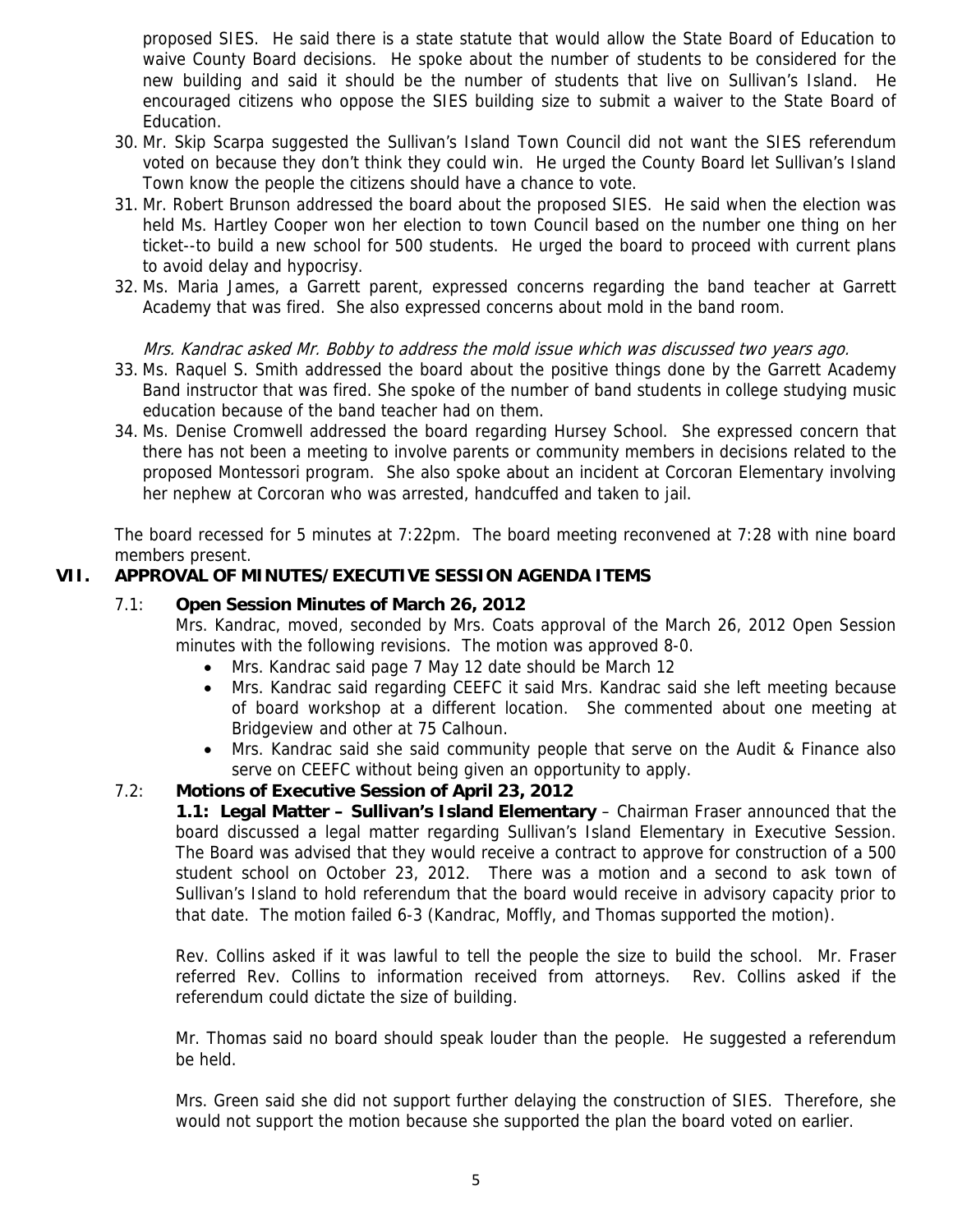proposed SIES. He said there is a state statute that would allow the State Board of Education to waive County Board decisions. He spoke about the number of students to be considered for the new building and said it should be the number of students that live on Sullivan's Island. He encouraged citizens who oppose the SIES building size to submit a waiver to the State Board of Education.

30. Mr. Skip Scarpa suggested the Sullivan's Island Town Council did not want the SIES referendum voted on because they don't think they could win. He urged the County Board let Sullivan's Island Town know the people the citizens should have a chance to vote.
31. Mr. Robert Brunson addressed the board about the proposed SIES. He said when the election was held Ms. Hartley Cooper won her election to town Council based on the number one thing on her ticket--to build a new school for 500 students. He urged the board to proceed with current plans to avoid delay and hypocrisy.
32. Ms. Maria James, a Garrett parent, expressed concerns regarding the band teacher at Garrett Academy that was fired. She also expressed concerns about mold in the band room.

   *Mrs. Kandrac asked Mr. Bobby to address the mold issue which was discussed two years ago.*

33. Ms. Raquel S. Smith addressed the board about the positive things done by the Garrett Academy Band instructor that was fired. She spoke of the number of band students in college studying music education because of the band teacher had on them.
34. Ms. Denise Cromwell addressed the board regarding Hursey School. She expressed concern that there has not been a meeting to involve parents or community members in decisions related to the proposed Montessori program. She also spoke about an incident at Corcoran Elementary involving her nephew at Corcoran who was arrested, handcuffed and taken to jail.

The board recessed for 5 minutes at 7:22pm. The board meeting reconvened at 7:28 with nine board members present.

## VII. APPROVAL OF MINUTES/EXECUTIVE SESSION AGENDA ITEMS

### 7.1: Open Session Minutes of March 26, 2012

Mrs. Kandrac, moved, seconded by Mrs. Coats approval of the March 26, 2012 Open Session minutes with the following revisions. The motion was approved 8-0.

- Mrs. Kandrac said page 7 May 12 date should be March 12
- Mrs. Kandrac said regarding CEEFC it said Mrs. Kandrac said she left meeting because of board workshop at a different location. She commented about one meeting at Bridgeview and other at 75 Calhoun.
- Mrs. Kandrac said she said community people that serve on the Audit & Finance also serve on CEEFC without being given an opportunity to apply.

### 7.2: Motions of Executive Session of April 23, 2012

**1.1: Legal Matter – Sullivan's Island Elementary** – Chairman Fraser announced that the board discussed a legal matter regarding Sullivan's Island Elementary in Executive Session. The Board was advised that they would receive a contract to approve for construction of a 500 student school on October 23, 2012. There was a motion and a second to ask town of Sullivan's Island to hold referendum that the board would receive in advisory capacity prior to that date. The motion failed 6-3 (Kandrac, Moffly, and Thomas supported the motion).

Rev. Collins asked if it was lawful to tell the people the size to build the school. Mr. Fraser referred Rev. Collins to information received from attorneys. Rev. Collins asked if the referendum could dictate the size of building.

Mr. Thomas said no board should speak louder than the people. He suggested a referendum be held.

Mrs. Green said she did not support further delaying the construction of SIES. Therefore, she would not support the motion because she supported the plan the board voted on earlier.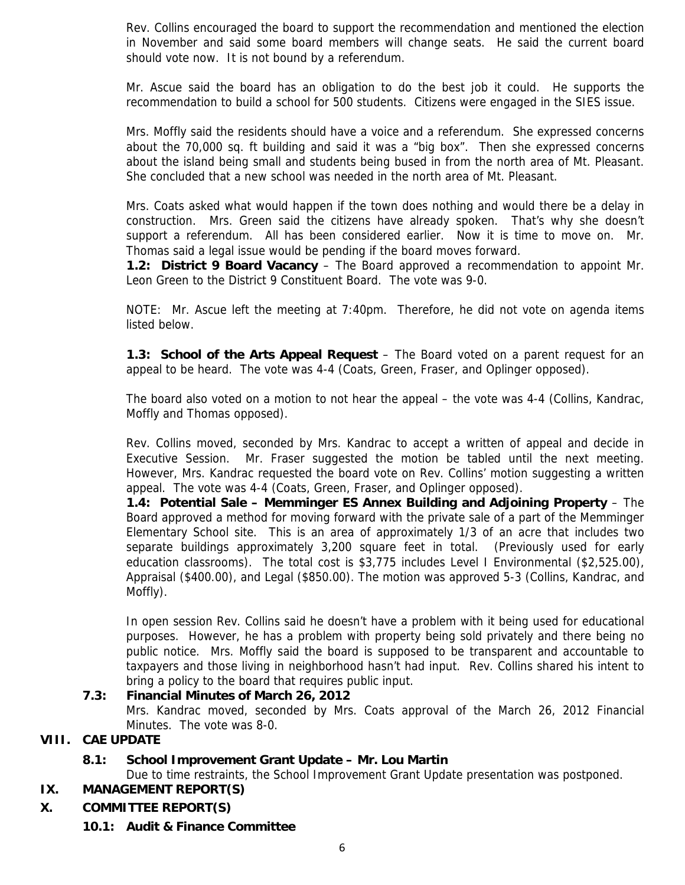Rev. Collins encouraged the board to support the recommendation and mentioned the election in November and said some board members will change seats. He said the current board should vote now. It is not bound by a referendum.

Mr. Ascue said the board has an obligation to do the best job it could. He supports the recommendation to build a school for 500 students. Citizens were engaged in the SIES issue.

Mrs. Moffly said the residents should have a voice and a referendum. She expressed concerns about the 70,000 sq. ft building and said it was a "big box". Then she expressed concerns about the island being small and students being bused in from the north area of Mt. Pleasant. She concluded that a new school was needed in the north area of Mt. Pleasant.

Mrs. Coats asked what would happen if the town does nothing and would there be a delay in construction. Mrs. Green said the citizens have already spoken. That's why she doesn't support a referendum. All has been considered earlier. Now it is time to move on. Mr. Thomas said a legal issue would be pending if the board moves forward.

**1.2: District 9 Board Vacancy** – The Board approved a recommendation to appoint Mr. Leon Green to the District 9 Constituent Board. The vote was 9-0.

NOTE: Mr. Ascue left the meeting at 7:40pm. Therefore, he did not vote on agenda items listed below.

**1.3: School of the Arts Appeal Request** – The Board voted on a parent request for an appeal to be heard. The vote was 4-4 (Coats, Green, Fraser, and Oplinger opposed).

The board also voted on a motion to not hear the appeal – the vote was 4-4 (Collins, Kandrac, Moffly and Thomas opposed).

Rev. Collins moved, seconded by Mrs. Kandrac to accept a written of appeal and decide in Executive Session. Mr. Fraser suggested the motion be tabled until the next meeting. However, Mrs. Kandrac requested the board vote on Rev. Collins' motion suggesting a written appeal. The vote was 4-4 (Coats, Green, Fraser, and Oplinger opposed).

**1.4: Potential Sale – Memminger ES Annex Building and Adjoining Property** – The Board approved a method for moving forward with the private sale of a part of the Memminger Elementary School site. This is an area of approximately 1/3 of an acre that includes two separate buildings approximately 3,200 square feet in total. (Previously used for early education classrooms). The total cost is $3,775 includes Level I Environmental ($2,525.00), Appraisal ($400.00), and Legal ($850.00). The motion was approved 5-3 (Collins, Kandrac, and Moffly).

In open session Rev. Collins said he doesn't have a problem with it being used for educational purposes. However, he has a problem with property being sold privately and there being no public notice. Mrs. Moffly said the board is supposed to be transparent and accountable to taxpayers and those living in neighborhood hasn't had input. Rev. Collins shared his intent to bring a policy to the board that requires public input.

**7.3: Financial Minutes of March 26, 2012**

Mrs. Kandrac moved, seconded by Mrs. Coats approval of the March 26, 2012 Financial Minutes. The vote was 8-0.

## VIII. CAE UPDATE

**8.1: School Improvement Grant Update – Mr. Lou Martin**

Due to time restraints, the School Improvement Grant Update presentation was postponed.

## IX. MANAGEMENT REPORT(S)

## X. COMMITTEE REPORT(S)

**10.1: Audit & Finance Committee**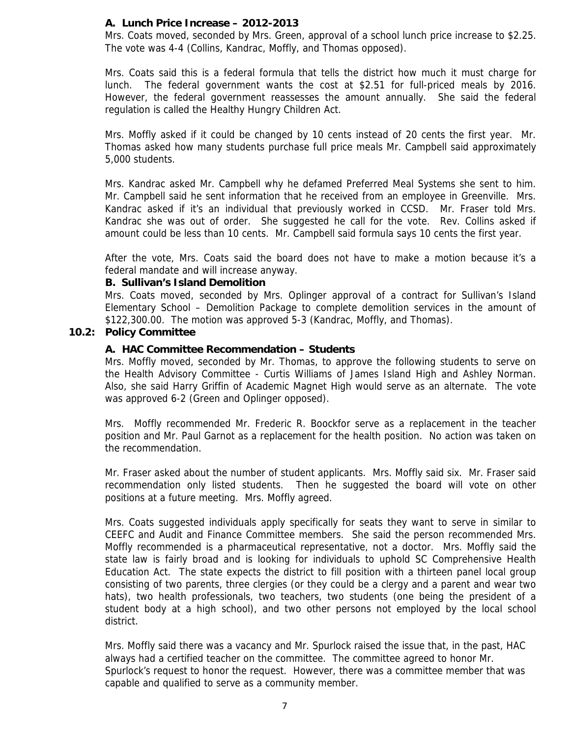**A. Lunch Price Increase – 2012-2013**

Mrs. Coats moved, seconded by Mrs. Green, approval of a school lunch price increase to $2.25. The vote was 4-4 (Collins, Kandrac, Moffly, and Thomas opposed).

Mrs. Coats said this is a federal formula that tells the district how much it must charge for lunch. The federal government wants the cost at $2.51 for full-priced meals by 2016. However, the federal government reassesses the amount annually. She said the federal regulation is called the Healthy Hungry Children Act.

Mrs. Moffly asked if it could be changed by 10 cents instead of 20 cents the first year. Mr. Thomas asked how many students purchase full price meals Mr. Campbell said approximately 5,000 students.

Mrs. Kandrac asked Mr. Campbell why he defamed Preferred Meal Systems she sent to him. Mr. Campbell said he sent information that he received from an employee in Greenville. Mrs. Kandrac asked if it's an individual that previously worked in CCSD. Mr. Fraser told Mrs. Kandrac she was out of order. She suggested he call for the vote. Rev. Collins asked if amount could be less than 10 cents. Mr. Campbell said formula says 10 cents the first year.

After the vote, Mrs. Coats said the board does not have to make a motion because it's a federal mandate and will increase anyway.

**B. Sullivan's Island Demolition**

Mrs. Coats moved, seconded by Mrs. Oplinger approval of a contract for Sullivan's Island Elementary School – Demolition Package to complete demolition services in the amount of $122,300.00. The motion was approved 5-3 (Kandrac, Moffly, and Thomas).

**10.2: Policy Committee**

**A. HAC Committee Recommendation – Students**

Mrs. Moffly moved, seconded by Mr. Thomas, to approve the following students to serve on the Health Advisory Committee - Curtis Williams of James Island High and Ashley Norman. Also, she said Harry Griffin of Academic Magnet High would serve as an alternate. The vote was approved 6-2 (Green and Oplinger opposed).

Mrs. Moffly recommended Mr. Frederic R. Boockfor serve as a replacement in the teacher position and Mr. Paul Garnot as a replacement for the health position. No action was taken on the recommendation.

Mr. Fraser asked about the number of student applicants. Mrs. Moffly said six. Mr. Fraser said recommendation only listed students. Then he suggested the board will vote on other positions at a future meeting. Mrs. Moffly agreed.

Mrs. Coats suggested individuals apply specifically for seats they want to serve in similar to CEEFC and Audit and Finance Committee members. She said the person recommended Mrs. Moffly recommended is a pharmaceutical representative, not a doctor. Mrs. Moffly said the state law is fairly broad and is looking for individuals to uphold SC Comprehensive Health Education Act. The state expects the district to fill position with a thirteen panel local group consisting of two parents, three clergies (or they could be a clergy and a parent and wear two hats), two health professionals, two teachers, two students (one being the president of a student body at a high school), and two other persons not employed by the local school district.

Mrs. Moffly said there was a vacancy and Mr. Spurlock raised the issue that, in the past, HAC always had a certified teacher on the committee. The committee agreed to honor Mr. Spurlock's request to honor the request. However, there was a committee member that was capable and qualified to serve as a community member.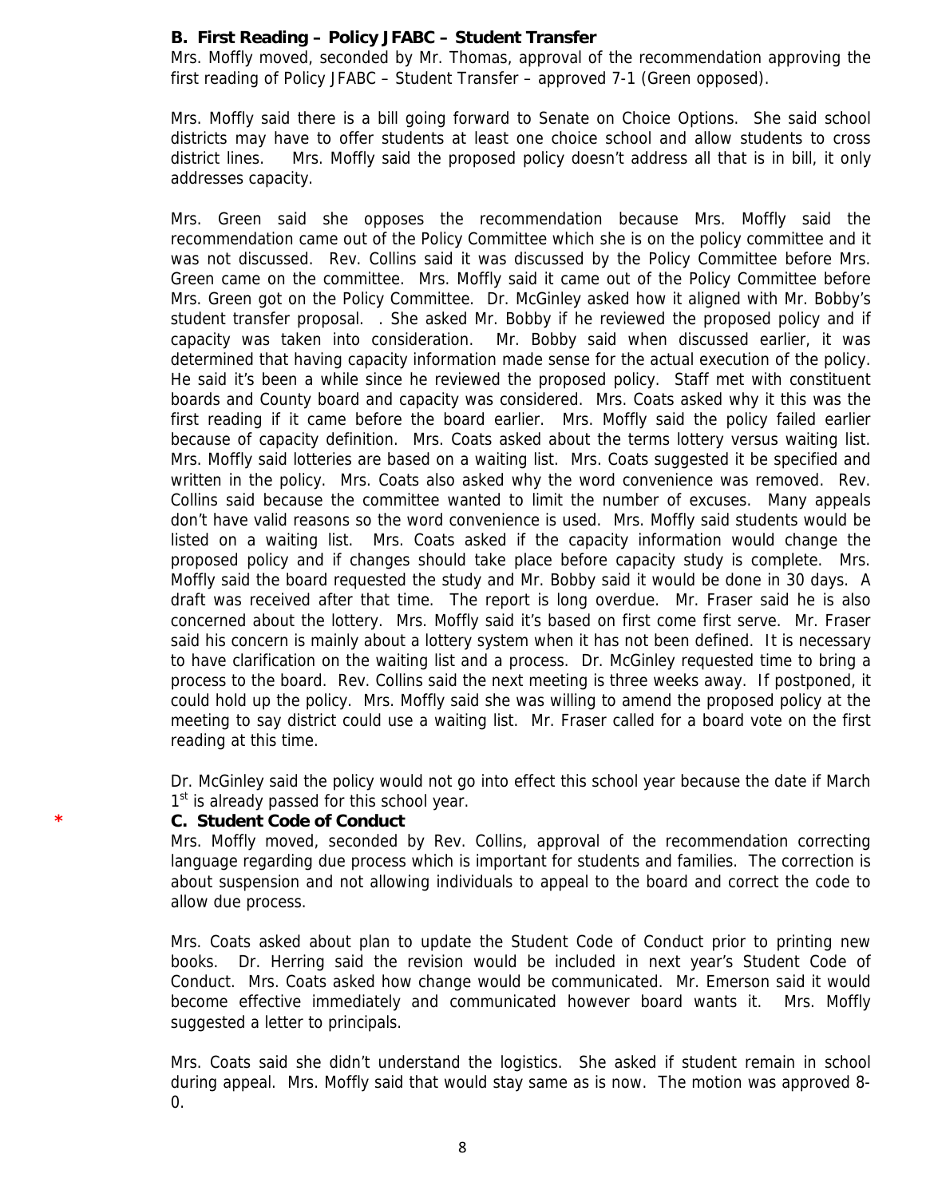**B. First Reading – Policy JFABC – Student Transfer**

Mrs. Moffly moved, seconded by Mr. Thomas, approval of the recommendation approving the first reading of Policy JFABC – Student Transfer – approved 7-1 (Green opposed).

Mrs. Moffly said there is a bill going forward to Senate on Choice Options. She said school districts may have to offer students at least one choice school and allow students to cross district lines. Mrs. Moffly said the proposed policy doesn't address all that is in bill, it only addresses capacity.

Mrs. Green said she opposes the recommendation because Mrs. Moffly said the recommendation came out of the Policy Committee which she is on the policy committee and it was not discussed. Rev. Collins said it was discussed by the Policy Committee before Mrs. Green came on the committee. Mrs. Moffly said it came out of the Policy Committee before Mrs. Green got on the Policy Committee. Dr. McGinley asked how it aligned with Mr. Bobby's student transfer proposal. . She asked Mr. Bobby if he reviewed the proposed policy and if capacity was taken into consideration. Mr. Bobby said when discussed earlier, it was determined that having capacity information made sense for the actual execution of the policy. He said it's been a while since he reviewed the proposed policy. Staff met with constituent boards and County board and capacity was considered. Mrs. Coats asked why it this was the first reading if it came before the board earlier. Mrs. Moffly said the policy failed earlier because of capacity definition. Mrs. Coats asked about the terms lottery versus waiting list. Mrs. Moffly said lotteries are based on a waiting list. Mrs. Coats suggested it be specified and written in the policy. Mrs. Coats also asked why the word convenience was removed. Rev. Collins said because the committee wanted to limit the number of excuses. Many appeals don't have valid reasons so the word convenience is used. Mrs. Moffly said students would be listed on a waiting list. Mrs. Coats asked if the capacity information would change the proposed policy and if changes should take place before capacity study is complete. Mrs. Moffly said the board requested the study and Mr. Bobby said it would be done in 30 days. A draft was received after that time. The report is long overdue. Mr. Fraser said he is also concerned about the lottery. Mrs. Moffly said it's based on first come first serve. Mr. Fraser said his concern is mainly about a lottery system when it has not been defined. It is necessary to have clarification on the waiting list and a process. Dr. McGinley requested time to bring a process to the board. Rev. Collins said the next meeting is three weeks away. If postponed, it could hold up the policy. Mrs. Moffly said she was willing to amend the proposed policy at the meeting to say district could use a waiting list. Mr. Fraser called for a board vote on the first reading at this time.

Dr. McGinley said the policy would not go into effect this school year because the date if March 1st is already passed for this school year.

\* **C. Student Code of Conduct**

Mrs. Moffly moved, seconded by Rev. Collins, approval of the recommendation correcting language regarding due process which is important for students and families. The correction is about suspension and not allowing individuals to appeal to the board and correct the code to allow due process.

Mrs. Coats asked about plan to update the Student Code of Conduct prior to printing new books. Dr. Herring said the revision would be included in next year's Student Code of Conduct. Mrs. Coats asked how change would be communicated. Mr. Emerson said it would become effective immediately and communicated however board wants it. Mrs. Moffly suggested a letter to principals.

Mrs. Coats said she didn't understand the logistics. She asked if student remain in school during appeal. Mrs. Moffly said that would stay same as is now. The motion was approved 8-0.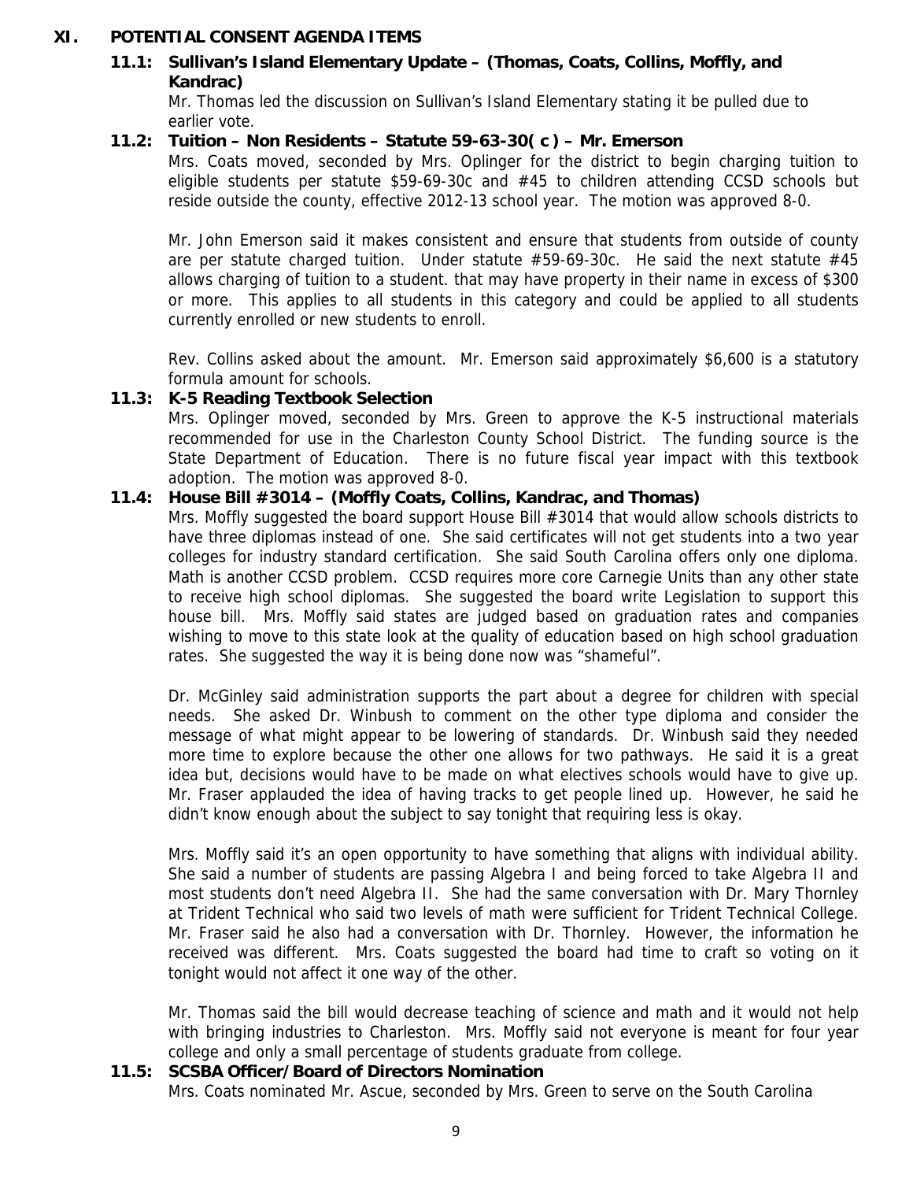## XI. POTENTIAL CONSENT AGENDA ITEMS

### 11.1: Sullivan's Island Elementary Update – (Thomas, Coats, Collins, Moffly, and Kandrac)

Mr. Thomas led the discussion on Sullivan's Island Elementary stating it be pulled due to earlier vote.

### 11.2: Tuition – Non Residents – Statute 59-63-30( c ) – Mr. Emerson

Mrs. Coats moved, seconded by Mrs. Oplinger for the district to begin charging tuition to eligible students per statute $59-69-30c and #45 to children attending CCSD schools but reside outside the county, effective 2012-13 school year. The motion was approved 8-0.

Mr. John Emerson said it makes consistent and ensure that students from outside of county are per statute charged tuition. Under statute #59-69-30c. He said the next statute #45 allows charging of tuition to a student. that may have property in their name in excess of $300 or more. This applies to all students in this category and could be applied to all students currently enrolled or new students to enroll.

Rev. Collins asked about the amount. Mr. Emerson said approximately $6,600 is a statutory formula amount for schools.

### 11.3: K-5 Reading Textbook Selection

Mrs. Oplinger moved, seconded by Mrs. Green to approve the K-5 instructional materials recommended for use in the Charleston County School District. The funding source is the State Department of Education. There is no future fiscal year impact with this textbook adoption. The motion was approved 8-0.

### 11.4: House Bill #3014 – (Moffly Coats, Collins, Kandrac, and Thomas)

Mrs. Moffly suggested the board support House Bill #3014 that would allow schools districts to have three diplomas instead of one. She said certificates will not get students into a two year colleges for industry standard certification. She said South Carolina offers only one diploma. Math is another CCSD problem. CCSD requires more core Carnegie Units than any other state to receive high school diplomas. She suggested the board write Legislation to support this house bill. Mrs. Moffly said states are judged based on graduation rates and companies wishing to move to this state look at the quality of education based on high school graduation rates. She suggested the way it is being done now was "shameful".

Dr. McGinley said administration supports the part about a degree for children with special needs. She asked Dr. Winbush to comment on the other type diploma and consider the message of what might appear to be lowering of standards. Dr. Winbush said they needed more time to explore because the other one allows for two pathways. He said it is a great idea but, decisions would have to be made on what electives schools would have to give up. Mr. Fraser applauded the idea of having tracks to get people lined up. However, he said he didn't know enough about the subject to say tonight that requiring less is okay.

Mrs. Moffly said it's an open opportunity to have something that aligns with individual ability. She said a number of students are passing Algebra I and being forced to take Algebra II and most students don't need Algebra II. She had the same conversation with Dr. Mary Thornley at Trident Technical who said two levels of math were sufficient for Trident Technical College. Mr. Fraser said he also had a conversation with Dr. Thornley. However, the information he received was different. Mrs. Coats suggested the board had time to craft so voting on it tonight would not affect it one way of the other.

Mr. Thomas said the bill would decrease teaching of science and math and it would not help with bringing industries to Charleston. Mrs. Moffly said not everyone is meant for four year college and only a small percentage of students graduate from college.

### 11.5: SCSBA Officer/Board of Directors Nomination

Mrs. Coats nominated Mr. Ascue, seconded by Mrs. Green to serve on the South Carolina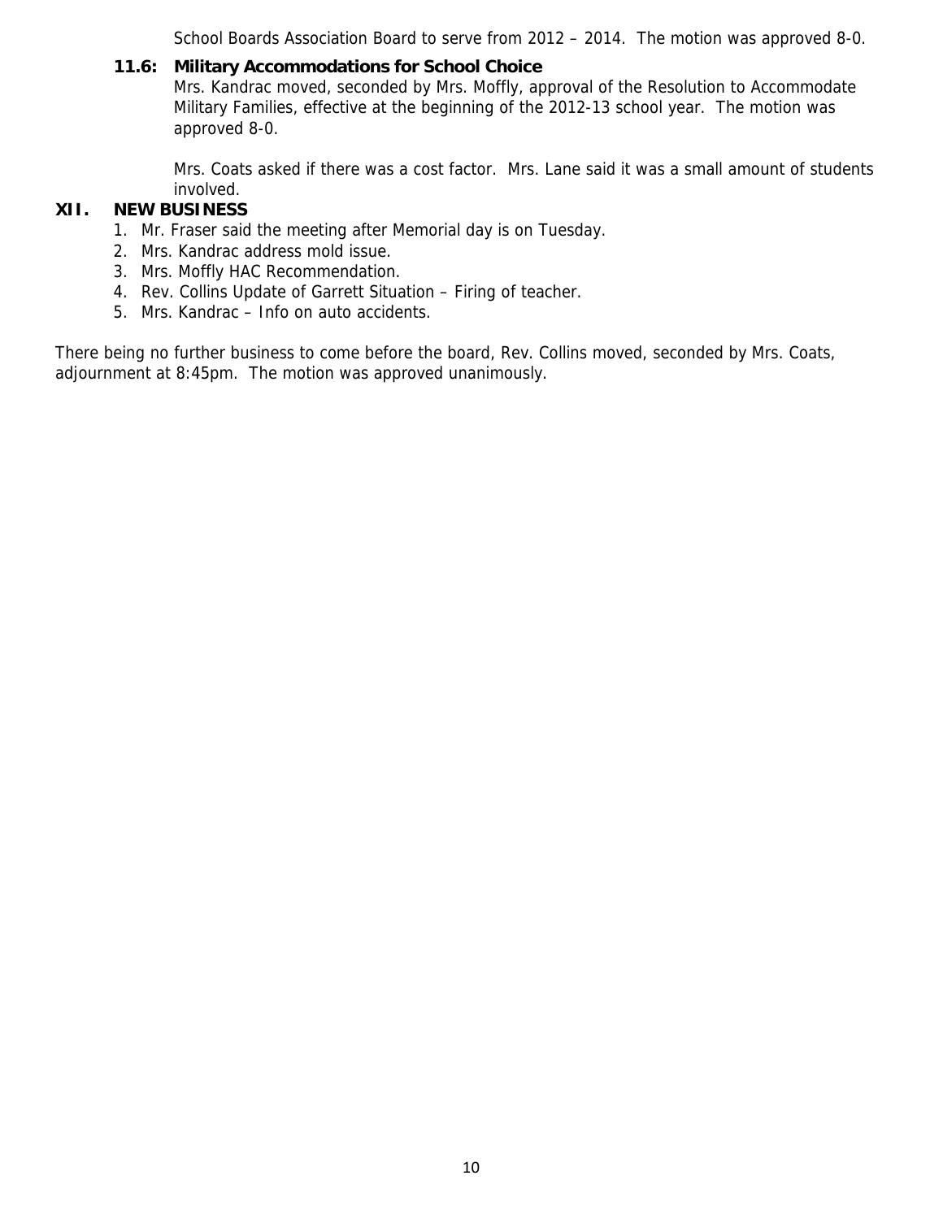School Boards Association Board to serve from 2012 – 2014. The motion was approved 8-0.

### 11.6: Military Accommodations for School Choice

Mrs. Kandrac moved, seconded by Mrs. Moffly, approval of the Resolution to Accommodate Military Families, effective at the beginning of the 2012-13 school year. The motion was approved 8-0.

Mrs. Coats asked if there was a cost factor. Mrs. Lane said it was a small amount of students involved.

## XII. NEW BUSINESS

1. Mr. Fraser said the meeting after Memorial day is on Tuesday.
2. Mrs. Kandrac address mold issue.
3. Mrs. Moffly HAC Recommendation.
4. Rev. Collins Update of Garrett Situation – Firing of teacher.
5. Mrs. Kandrac – Info on auto accidents.

There being no further business to come before the board, Rev. Collins moved, seconded by Mrs. Coats, adjournment at 8:45pm. The motion was approved unanimously.